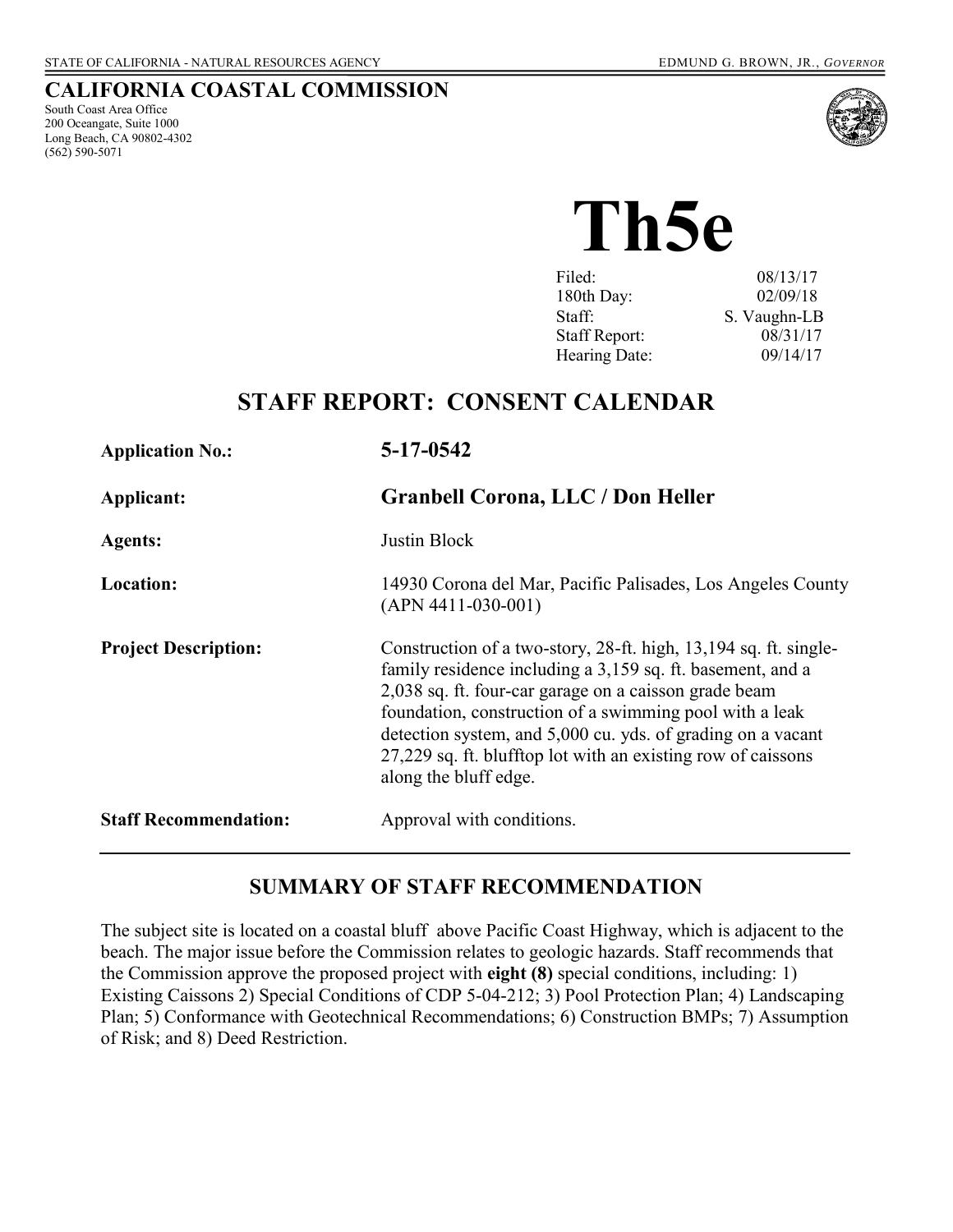STATE OF CALIFORNIA - NATURAL RESOURCES AGENCY EDMUND G. BROWN, JR., *GOVERNOR*

# CALIFORNIA COASTAL COMMISSION

South Coast Area Office
200 Oceangate, Suite 1000
Long Beach, CA 90802-4302
(562) 590-5071

# Th5e

| | |
|---|---|
| Filed: | 08/13/17 |
| 180th Day: | 02/09/18 |
| Staff: | S. Vaughn-LB |
| Staff Report: | 08/31/17 |
| Hearing Date: | 09/14/17 |

## STAFF REPORT: CONSENT CALENDAR

**Application No.:** **5-17-0542**

**Applicant:** **Granbell Corona, LLC / Don Heller**

**Agents:** Justin Block

**Location:** 14930 Corona del Mar, Pacific Palisades, Los Angeles County (APN 4411-030-001)

**Project Description:** Construction of a two-story, 28-ft. high, 13,194 sq. ft. single-family residence including a 3,159 sq. ft. basement, and a 2,038 sq. ft. four-car garage on a caisson grade beam foundation, construction of a swimming pool with a leak detection system, and 5,000 cu. yds. of grading on a vacant 27,229 sq. ft. blufftop lot with an existing row of caissons along the bluff edge.

**Staff Recommendation:** Approval with conditions.

## SUMMARY OF STAFF RECOMMENDATION

The subject site is located on a coastal bluff above Pacific Coast Highway, which is adjacent to the beach. The major issue before the Commission relates to geologic hazards. Staff recommends that the Commission approve the proposed project with **eight (8)** special conditions, including: 1) Existing Caissons 2) Special Conditions of CDP 5-04-212; 3) Pool Protection Plan; 4) Landscaping Plan; 5) Conformance with Geotechnical Recommendations; 6) Construction BMPs; 7) Assumption of Risk; and 8) Deed Restriction.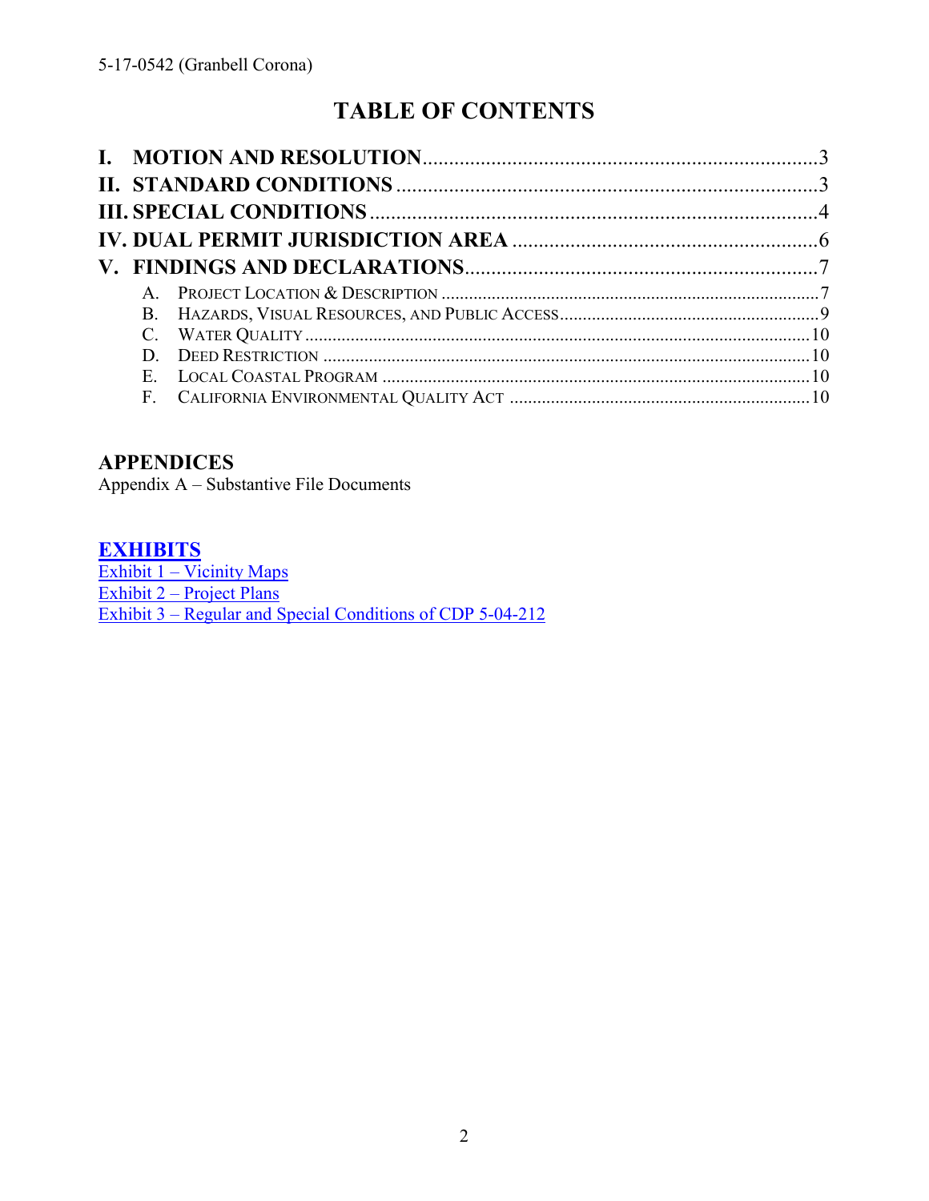# TABLE OF CONTENTS

**I. MOTION AND RESOLUTION** .......... 3
**II. STANDARD CONDITIONS** .......... 3
**III. SPECIAL CONDITIONS** .......... 4
**IV. DUAL PERMIT JURISDICTION AREA** .......... 6
**V. FINDINGS AND DECLARATIONS** .......... 7

- A. PROJECT LOCATION & DESCRIPTION .......... 7
- B. HAZARDS, VISUAL RESOURCES, AND PUBLIC ACCESS .......... 9
- C. WATER QUALITY .......... 10
- D. DEED RESTRICTION .......... 10
- E. LOCAL COASTAL PROGRAM .......... 10
- F. CALIFORNIA ENVIRONMENTAL QUALITY ACT .......... 10

## APPENDICES

Appendix A – Substantive File Documents

## EXHIBITS

Exhibit 1 – Vicinity Maps
Exhibit 2 – Project Plans
Exhibit 3 – Regular and Special Conditions of CDP 5-04-212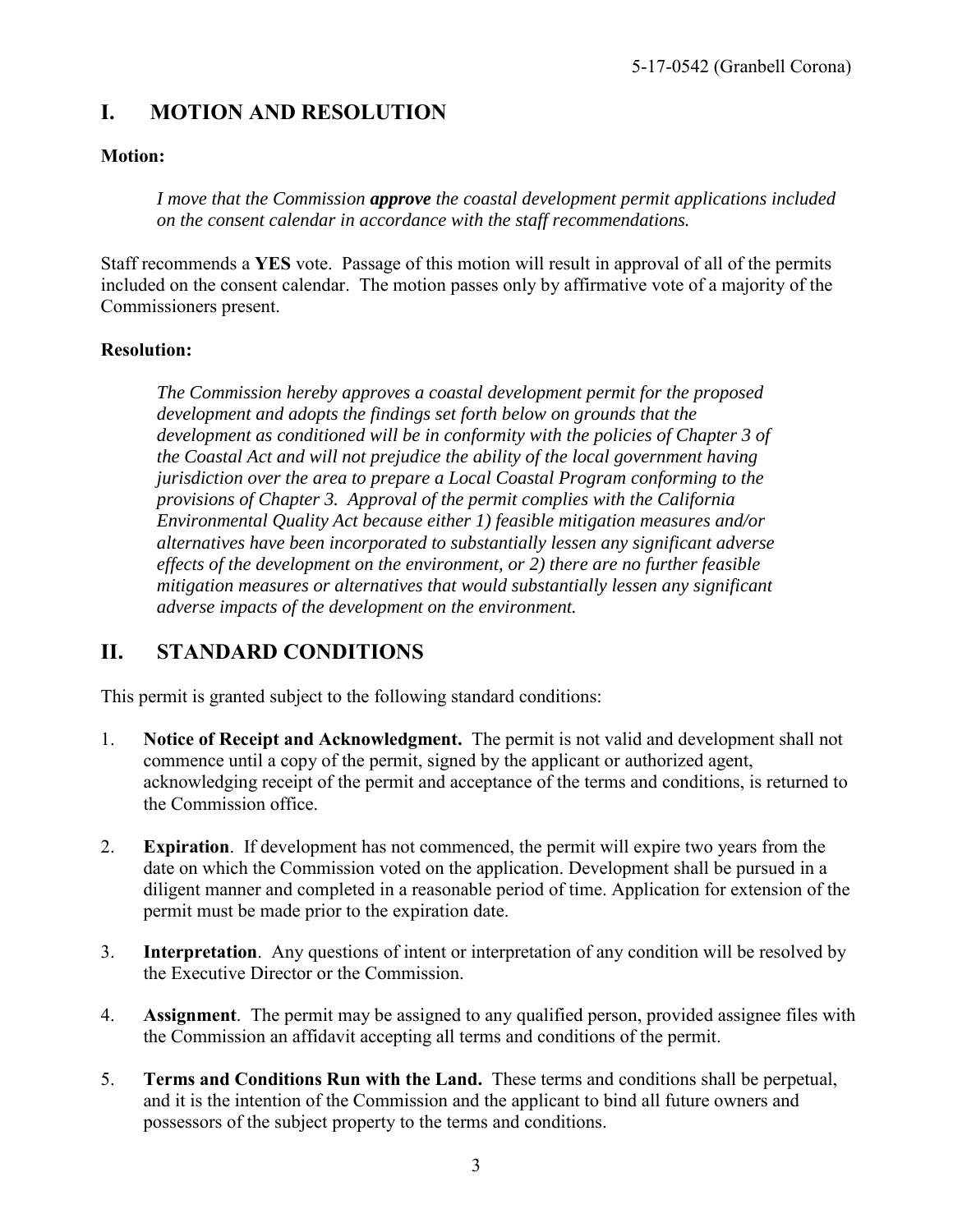## I. MOTION AND RESOLUTION

**Motion:**

> *I move that the Commission **approve** the coastal development permit applications included on the consent calendar in accordance with the staff recommendations.*

Staff recommends a **YES** vote. Passage of this motion will result in approval of all of the permits included on the consent calendar. The motion passes only by affirmative vote of a majority of the Commissioners present.

**Resolution:**

> *The Commission hereby approves a coastal development permit for the proposed development and adopts the findings set forth below on grounds that the development as conditioned will be in conformity with the policies of Chapter 3 of the Coastal Act and will not prejudice the ability of the local government having jurisdiction over the area to prepare a Local Coastal Program conforming to the provisions of Chapter 3. Approval of the permit complies with the California Environmental Quality Act because either 1) feasible mitigation measures and/or alternatives have been incorporated to substantially lessen any significant adverse effects of the development on the environment, or 2) there are no further feasible mitigation measures or alternatives that would substantially lessen any significant adverse impacts of the development on the environment.*

## II. STANDARD CONDITIONS

This permit is granted subject to the following standard conditions:

1. **Notice of Receipt and Acknowledgment.** The permit is not valid and development shall not commence until a copy of the permit, signed by the applicant or authorized agent, acknowledging receipt of the permit and acceptance of the terms and conditions, is returned to the Commission office.

2. **Expiration**. If development has not commenced, the permit will expire two years from the date on which the Commission voted on the application. Development shall be pursued in a diligent manner and completed in a reasonable period of time. Application for extension of the permit must be made prior to the expiration date.

3. **Interpretation**. Any questions of intent or interpretation of any condition will be resolved by the Executive Director or the Commission.

4. **Assignment**. The permit may be assigned to any qualified person, provided assignee files with the Commission an affidavit accepting all terms and conditions of the permit.

5. **Terms and Conditions Run with the Land.** These terms and conditions shall be perpetual, and it is the intention of the Commission and the applicant to bind all future owners and possessors of the subject property to the terms and conditions.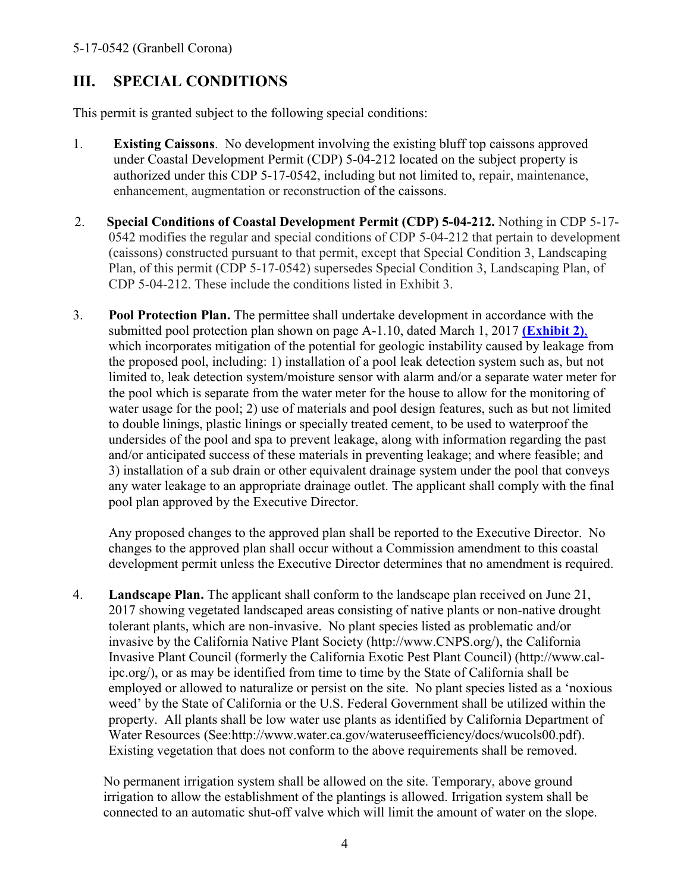## III. SPECIAL CONDITIONS

This permit is granted subject to the following special conditions:

1. **Existing Caissons**. No development involving the existing bluff top caissons approved under Coastal Development Permit (CDP) 5-04-212 located on the subject property is authorized under this CDP 5-17-0542, including but not limited to, repair, maintenance, enhancement, augmentation or reconstruction of the caissons.

2. **Special Conditions of Coastal Development Permit (CDP) 5-04-212.** Nothing in CDP 5-17-0542 modifies the regular and special conditions of CDP 5-04-212 that pertain to development (caissons) constructed pursuant to that permit, except that Special Condition 3, Landscaping Plan, of this permit (CDP 5-17-0542) supersedes Special Condition 3, Landscaping Plan, of CDP 5-04-212. These include the conditions listed in Exhibit 3.

3. **Pool Protection Plan.** The permittee shall undertake development in accordance with the submitted pool protection plan shown on page A-1.10, dated March 1, 2017 **(Exhibit 2)**, which incorporates mitigation of the potential for geologic instability caused by leakage from the proposed pool, including: 1) installation of a pool leak detection system such as, but not limited to, leak detection system/moisture sensor with alarm and/or a separate water meter for the pool which is separate from the water meter for the house to allow for the monitoring of water usage for the pool; 2) use of materials and pool design features, such as but not limited to double linings, plastic linings or specially treated cement, to be used to waterproof the undersides of the pool and spa to prevent leakage, along with information regarding the past and/or anticipated success of these materials in preventing leakage; and where feasible; and 3) installation of a sub drain or other equivalent drainage system under the pool that conveys any water leakage to an appropriate drainage outlet. The applicant shall comply with the final pool plan approved by the Executive Director.

   Any proposed changes to the approved plan shall be reported to the Executive Director. No changes to the approved plan shall occur without a Commission amendment to this coastal development permit unless the Executive Director determines that no amendment is required.

4. **Landscape Plan.** The applicant shall conform to the landscape plan received on June 21, 2017 showing vegetated landscaped areas consisting of native plants or non-native drought tolerant plants, which are non-invasive. No plant species listed as problematic and/or invasive by the California Native Plant Society (http://www.CNPS.org/), the California Invasive Plant Council (formerly the California Exotic Pest Plant Council) (http://www.cal-ipc.org/), or as may be identified from time to time by the State of California shall be employed or allowed to naturalize or persist on the site. No plant species listed as a 'noxious weed' by the State of California or the U.S. Federal Government shall be utilized within the property. All plants shall be low water use plants as identified by California Department of Water Resources (See:http://www.water.ca.gov/wateruseefficiency/docs/wucols00.pdf). Existing vegetation that does not conform to the above requirements shall be removed.

   No permanent irrigation system shall be allowed on the site. Temporary, above ground irrigation to allow the establishment of the plantings is allowed. Irrigation system shall be connected to an automatic shut-off valve which will limit the amount of water on the slope.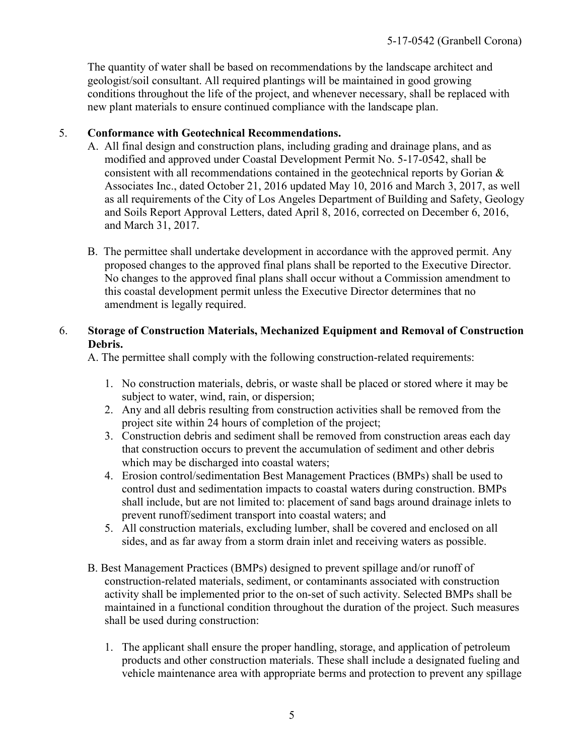The quantity of water shall be based on recommendations by the landscape architect and geologist/soil consultant. All required plantings will be maintained in good growing conditions throughout the life of the project, and whenever necessary, shall be replaced with new plant materials to ensure continued compliance with the landscape plan.

5. **Conformance with Geotechnical Recommendations.**

   A. All final design and construction plans, including grading and drainage plans, and as modified and approved under Coastal Development Permit No. 5-17-0542, shall be consistent with all recommendations contained in the geotechnical reports by Gorian & Associates Inc., dated October 21, 2016 updated May 10, 2016 and March 3, 2017, as well as all requirements of the City of Los Angeles Department of Building and Safety, Geology and Soils Report Approval Letters, dated April 8, 2016, corrected on December 6, 2016, and March 31, 2017.

   B. The permittee shall undertake development in accordance with the approved permit. Any proposed changes to the approved final plans shall be reported to the Executive Director. No changes to the approved final plans shall occur without a Commission amendment to this coastal development permit unless the Executive Director determines that no amendment is legally required.

6. **Storage of Construction Materials, Mechanized Equipment and Removal of Construction Debris.**

   A. The permittee shall comply with the following construction-related requirements:

   1. No construction materials, debris, or waste shall be placed or stored where it may be subject to water, wind, rain, or dispersion;
   2. Any and all debris resulting from construction activities shall be removed from the project site within 24 hours of completion of the project;
   3. Construction debris and sediment shall be removed from construction areas each day that construction occurs to prevent the accumulation of sediment and other debris which may be discharged into coastal waters;
   4. Erosion control/sedimentation Best Management Practices (BMPs) shall be used to control dust and sedimentation impacts to coastal waters during construction. BMPs shall include, but are not limited to: placement of sand bags around drainage inlets to prevent runoff/sediment transport into coastal waters; and
   5. All construction materials, excluding lumber, shall be covered and enclosed on all sides, and as far away from a storm drain inlet and receiving waters as possible.

   B. Best Management Practices (BMPs) designed to prevent spillage and/or runoff of construction-related materials, sediment, or contaminants associated with construction activity shall be implemented prior to the on-set of such activity. Selected BMPs shall be maintained in a functional condition throughout the duration of the project. Such measures shall be used during construction:

   1. The applicant shall ensure the proper handling, storage, and application of petroleum products and other construction materials. These shall include a designated fueling and vehicle maintenance area with appropriate berms and protection to prevent any spillage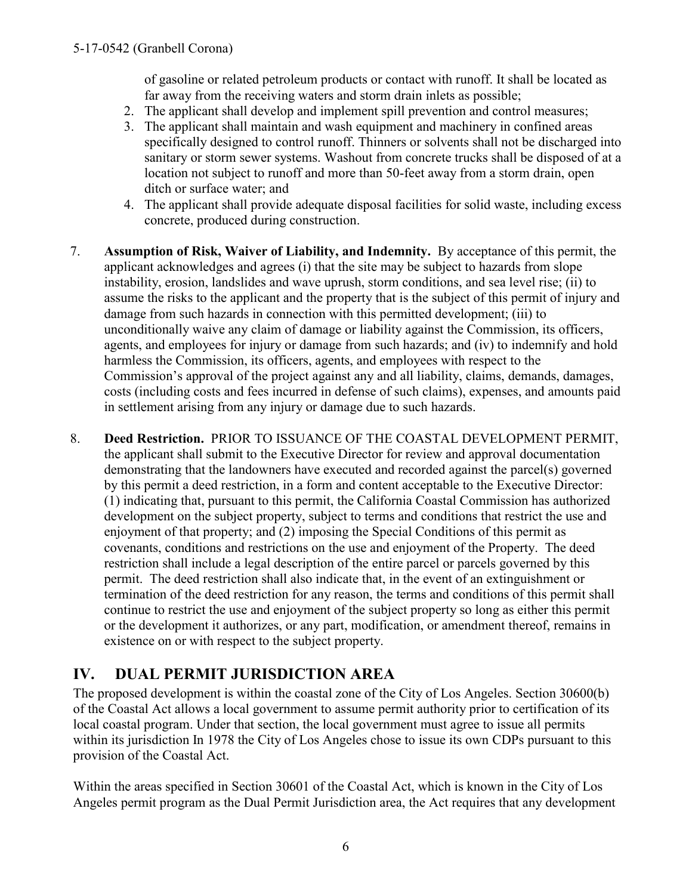of gasoline or related petroleum products or contact with runoff. It shall be located as far away from the receiving waters and storm drain inlets as possible;

2. The applicant shall develop and implement spill prevention and control measures;
3. The applicant shall maintain and wash equipment and machinery in confined areas specifically designed to control runoff. Thinners or solvents shall not be discharged into sanitary or storm sewer systems. Washout from concrete trucks shall be disposed of at a location not subject to runoff and more than 50-feet away from a storm drain, open ditch or surface water; and
4. The applicant shall provide adequate disposal facilities for solid waste, including excess concrete, produced during construction.

7. **Assumption of Risk, Waiver of Liability, and Indemnity.** By acceptance of this permit, the applicant acknowledges and agrees (i) that the site may be subject to hazards from slope instability, erosion, landslides and wave uprush, storm conditions, and sea level rise; (ii) to assume the risks to the applicant and the property that is the subject of this permit of injury and damage from such hazards in connection with this permitted development; (iii) to unconditionally waive any claim of damage or liability against the Commission, its officers, agents, and employees for injury or damage from such hazards; and (iv) to indemnify and hold harmless the Commission, its officers, agents, and employees with respect to the Commission's approval of the project against any and all liability, claims, demands, damages, costs (including costs and fees incurred in defense of such claims), expenses, and amounts paid in settlement arising from any injury or damage due to such hazards.

8. **Deed Restriction.** PRIOR TO ISSUANCE OF THE COASTAL DEVELOPMENT PERMIT, the applicant shall submit to the Executive Director for review and approval documentation demonstrating that the landowners have executed and recorded against the parcel(s) governed by this permit a deed restriction, in a form and content acceptable to the Executive Director: (1) indicating that, pursuant to this permit, the California Coastal Commission has authorized development on the subject property, subject to terms and conditions that restrict the use and enjoyment of that property; and (2) imposing the Special Conditions of this permit as covenants, conditions and restrictions on the use and enjoyment of the Property. The deed restriction shall include a legal description of the entire parcel or parcels governed by this permit. The deed restriction shall also indicate that, in the event of an extinguishment or termination of the deed restriction for any reason, the terms and conditions of this permit shall continue to restrict the use and enjoyment of the subject property so long as either this permit or the development it authorizes, or any part, modification, or amendment thereof, remains in existence on or with respect to the subject property.

## IV. DUAL PERMIT JURISDICTION AREA

The proposed development is within the coastal zone of the City of Los Angeles. Section 30600(b) of the Coastal Act allows a local government to assume permit authority prior to certification of its local coastal program. Under that section, the local government must agree to issue all permits within its jurisdiction In 1978 the City of Los Angeles chose to issue its own CDPs pursuant to this provision of the Coastal Act.

Within the areas specified in Section 30601 of the Coastal Act, which is known in the City of Los Angeles permit program as the Dual Permit Jurisdiction area, the Act requires that any development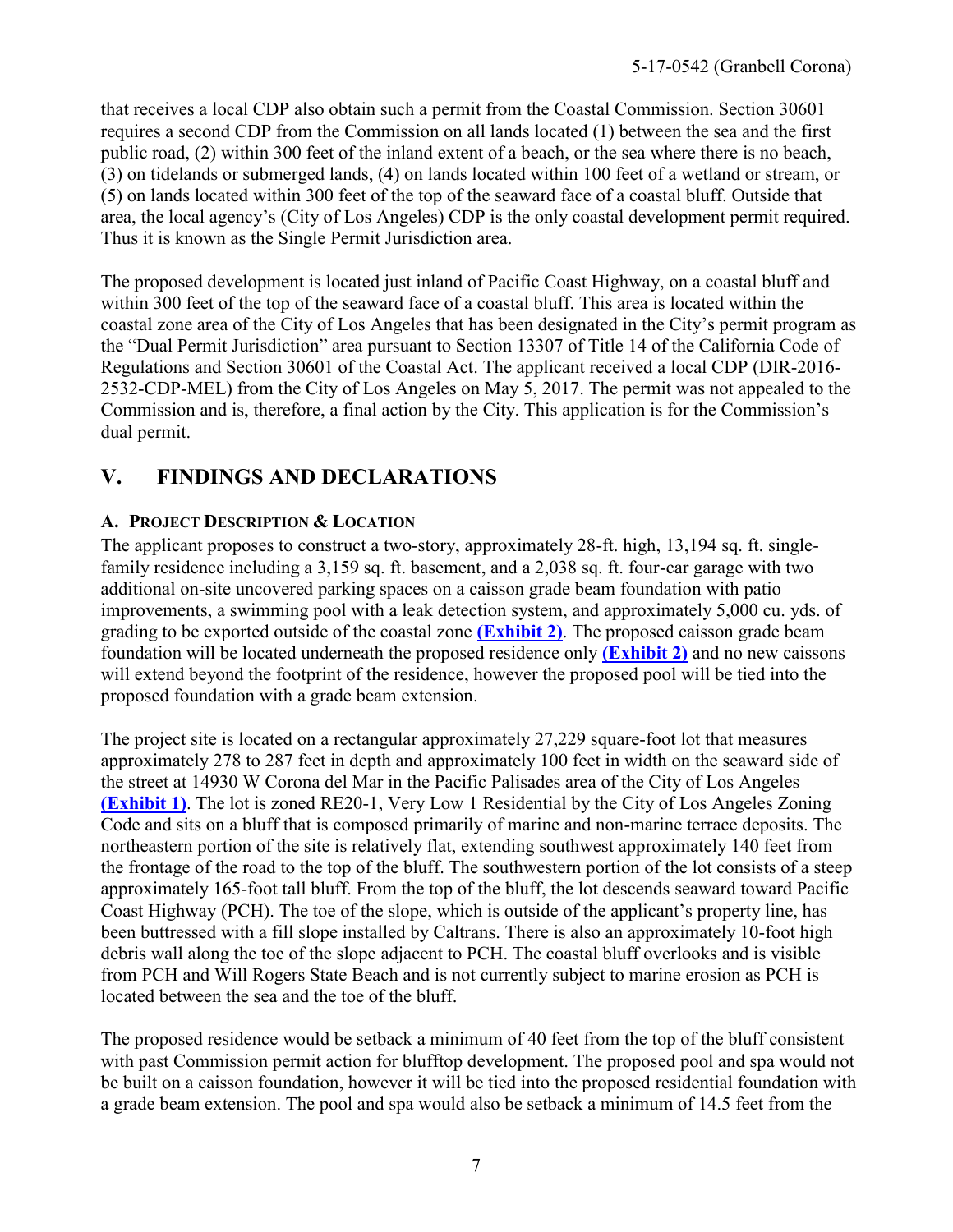that receives a local CDP also obtain such a permit from the Coastal Commission. Section 30601 requires a second CDP from the Commission on all lands located (1) between the sea and the first public road, (2) within 300 feet of the inland extent of a beach, or the sea where there is no beach, (3) on tidelands or submerged lands, (4) on lands located within 100 feet of a wetland or stream, or (5) on lands located within 300 feet of the top of the seaward face of a coastal bluff. Outside that area, the local agency's (City of Los Angeles) CDP is the only coastal development permit required. Thus it is known as the Single Permit Jurisdiction area.

The proposed development is located just inland of Pacific Coast Highway, on a coastal bluff and within 300 feet of the top of the seaward face of a coastal bluff. This area is located within the coastal zone area of the City of Los Angeles that has been designated in the City's permit program as the "Dual Permit Jurisdiction" area pursuant to Section 13307 of Title 14 of the California Code of Regulations and Section 30601 of the Coastal Act. The applicant received a local CDP (DIR-2016-2532-CDP-MEL) from the City of Los Angeles on May 5, 2017. The permit was not appealed to the Commission and is, therefore, a final action by the City. This application is for the Commission's dual permit.

## V. FINDINGS AND DECLARATIONS

### A. Project Description & Location

The applicant proposes to construct a two-story, approximately 28-ft. high, 13,194 sq. ft. single-family residence including a 3,159 sq. ft. basement, and a 2,038 sq. ft. four-car garage with two additional on-site uncovered parking spaces on a caisson grade beam foundation with patio improvements, a swimming pool with a leak detection system, and approximately 5,000 cu. yds. of grading to be exported outside of the coastal zone **(Exhibit 2)**. The proposed caisson grade beam foundation will be located underneath the proposed residence only **(Exhibit 2)** and no new caissons will extend beyond the footprint of the residence, however the proposed pool will be tied into the proposed foundation with a grade beam extension.

The project site is located on a rectangular approximately 27,229 square-foot lot that measures approximately 278 to 287 feet in depth and approximately 100 feet in width on the seaward side of the street at 14930 W Corona del Mar in the Pacific Palisades area of the City of Los Angeles **(Exhibit 1)**. The lot is zoned RE20-1, Very Low 1 Residential by the City of Los Angeles Zoning Code and sits on a bluff that is composed primarily of marine and non-marine terrace deposits. The northeastern portion of the site is relatively flat, extending southwest approximately 140 feet from the frontage of the road to the top of the bluff. The southwestern portion of the lot consists of a steep approximately 165-foot tall bluff. From the top of the bluff, the lot descends seaward toward Pacific Coast Highway (PCH). The toe of the slope, which is outside of the applicant's property line, has been buttressed with a fill slope installed by Caltrans. There is also an approximately 10-foot high debris wall along the toe of the slope adjacent to PCH. The coastal bluff overlooks and is visible from PCH and Will Rogers State Beach and is not currently subject to marine erosion as PCH is located between the sea and the toe of the bluff.

The proposed residence would be setback a minimum of 40 feet from the top of the bluff consistent with past Commission permit action for blufftop development. The proposed pool and spa would not be built on a caisson foundation, however it will be tied into the proposed residential foundation with a grade beam extension. The pool and spa would also be setback a minimum of 14.5 feet from the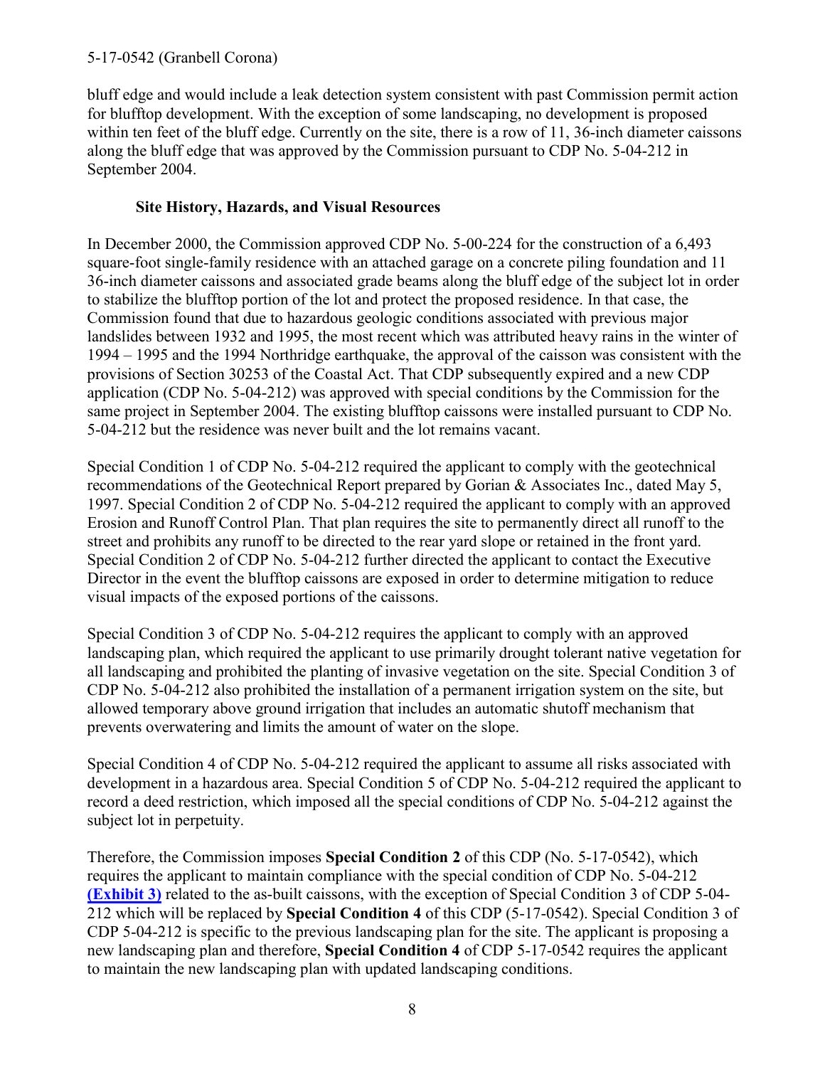bluff edge and would include a leak detection system consistent with past Commission permit action for blufftop development. With the exception of some landscaping, no development is proposed within ten feet of the bluff edge. Currently on the site, there is a row of 11, 36-inch diameter caissons along the bluff edge that was approved by the Commission pursuant to CDP No. 5-04-212 in September 2004.

**Site History, Hazards, and Visual Resources**

In December 2000, the Commission approved CDP No. 5-00-224 for the construction of a 6,493 square-foot single-family residence with an attached garage on a concrete piling foundation and 11 36-inch diameter caissons and associated grade beams along the bluff edge of the subject lot in order to stabilize the blufftop portion of the lot and protect the proposed residence. In that case, the Commission found that due to hazardous geologic conditions associated with previous major landslides between 1932 and 1995, the most recent which was attributed heavy rains in the winter of 1994 – 1995 and the 1994 Northridge earthquake, the approval of the caisson was consistent with the provisions of Section 30253 of the Coastal Act. That CDP subsequently expired and a new CDP application (CDP No. 5-04-212) was approved with special conditions by the Commission for the same project in September 2004. The existing blufftop caissons were installed pursuant to CDP No. 5-04-212 but the residence was never built and the lot remains vacant.

Special Condition 1 of CDP No. 5-04-212 required the applicant to comply with the geotechnical recommendations of the Geotechnical Report prepared by Gorian & Associates Inc., dated May 5, 1997. Special Condition 2 of CDP No. 5-04-212 required the applicant to comply with an approved Erosion and Runoff Control Plan. That plan requires the site to permanently direct all runoff to the street and prohibits any runoff to be directed to the rear yard slope or retained in the front yard. Special Condition 2 of CDP No. 5-04-212 further directed the applicant to contact the Executive Director in the event the blufftop caissons are exposed in order to determine mitigation to reduce visual impacts of the exposed portions of the caissons.

Special Condition 3 of CDP No. 5-04-212 requires the applicant to comply with an approved landscaping plan, which required the applicant to use primarily drought tolerant native vegetation for all landscaping and prohibited the planting of invasive vegetation on the site. Special Condition 3 of CDP No. 5-04-212 also prohibited the installation of a permanent irrigation system on the site, but allowed temporary above ground irrigation that includes an automatic shutoff mechanism that prevents overwatering and limits the amount of water on the slope.

Special Condition 4 of CDP No. 5-04-212 required the applicant to assume all risks associated with development in a hazardous area. Special Condition 5 of CDP No. 5-04-212 required the applicant to record a deed restriction, which imposed all the special conditions of CDP No. 5-04-212 against the subject lot in perpetuity.

Therefore, the Commission imposes **Special Condition 2** of this CDP (No. 5-17-0542), which requires the applicant to maintain compliance with the special condition of CDP No. 5-04-212 **(Exhibit 3)** related to the as-built caissons, with the exception of Special Condition 3 of CDP 5-04-212 which will be replaced by **Special Condition 4** of this CDP (5-17-0542). Special Condition 3 of CDP 5-04-212 is specific to the previous landscaping plan for the site. The applicant is proposing a new landscaping plan and therefore, **Special Condition 4** of CDP 5-17-0542 requires the applicant to maintain the new landscaping plan with updated landscaping conditions.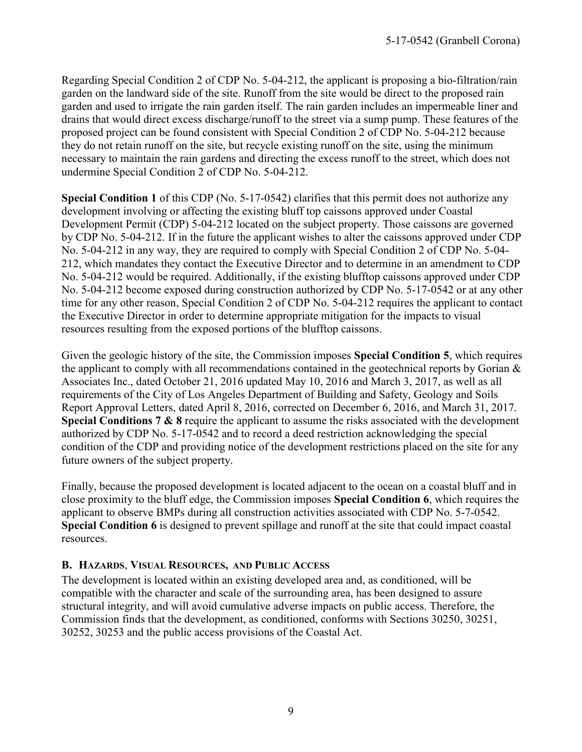Regarding Special Condition 2 of CDP No. 5-04-212, the applicant is proposing a bio-filtration/rain garden on the landward side of the site. Runoff from the site would be direct to the proposed rain garden and used to irrigate the rain garden itself. The rain garden includes an impermeable liner and drains that would direct excess discharge/runoff to the street via a sump pump. These features of the proposed project can be found consistent with Special Condition 2 of CDP No. 5-04-212 because they do not retain runoff on the site, but recycle existing runoff on the site, using the minimum necessary to maintain the rain gardens and directing the excess runoff to the street, which does not undermine Special Condition 2 of CDP No. 5-04-212.

**Special Condition 1** of this CDP (No. 5-17-0542) clarifies that this permit does not authorize any development involving or affecting the existing bluff top caissons approved under Coastal Development Permit (CDP) 5-04-212 located on the subject property. Those caissons are governed by CDP No. 5-04-212. If in the future the applicant wishes to alter the caissons approved under CDP No. 5-04-212 in any way, they are required to comply with Special Condition 2 of CDP No. 5-04-212, which mandates they contact the Executive Director and to determine in an amendment to CDP No. 5-04-212 would be required. Additionally, if the existing blufftop caissons approved under CDP No. 5-04-212 become exposed during construction authorized by CDP No. 5-17-0542 or at any other time for any other reason, Special Condition 2 of CDP No. 5-04-212 requires the applicant to contact the Executive Director in order to determine appropriate mitigation for the impacts to visual resources resulting from the exposed portions of the blufftop caissons.

Given the geologic history of the site, the Commission imposes **Special Condition 5**, which requires the applicant to comply with all recommendations contained in the geotechnical reports by Gorian & Associates Inc., dated October 21, 2016 updated May 10, 2016 and March 3, 2017, as well as all requirements of the City of Los Angeles Department of Building and Safety, Geology and Soils Report Approval Letters, dated April 8, 2016, corrected on December 6, 2016, and March 31, 2017. **Special Conditions 7 & 8** require the applicant to assume the risks associated with the development authorized by CDP No. 5-17-0542 and to record a deed restriction acknowledging the special condition of the CDP and providing notice of the development restrictions placed on the site for any future owners of the subject property.

Finally, because the proposed development is located adjacent to the ocean on a coastal bluff and in close proximity to the bluff edge, the Commission imposes **Special Condition 6**, which requires the applicant to observe BMPs during all construction activities associated with CDP No. 5-7-0542. **Special Condition 6** is designed to prevent spillage and runoff at the site that could impact coastal resources.

### B. Hazards, Visual Resources, and Public Access

The development is located within an existing developed area and, as conditioned, will be compatible with the character and scale of the surrounding area, has been designed to assure structural integrity, and will avoid cumulative adverse impacts on public access. Therefore, the Commission finds that the development, as conditioned, conforms with Sections 30250, 30251, 30252, 30253 and the public access provisions of the Coastal Act.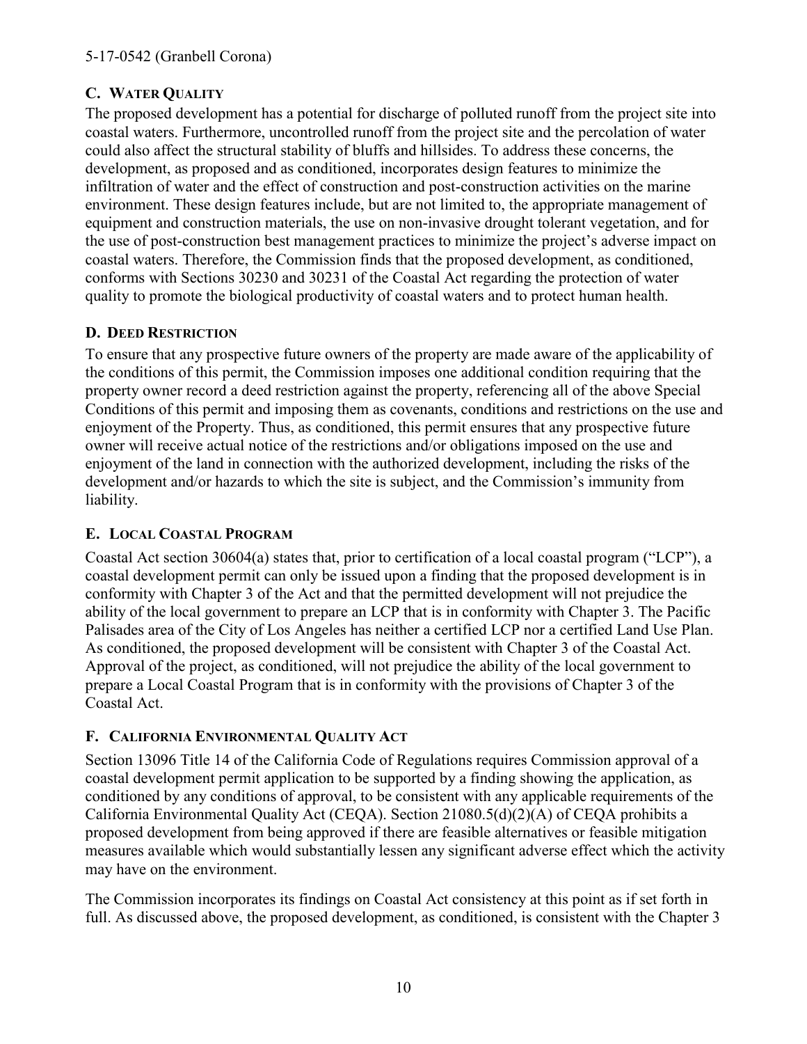## C. WATER QUALITY

The proposed development has a potential for discharge of polluted runoff from the project site into coastal waters. Furthermore, uncontrolled runoff from the project site and the percolation of water could also affect the structural stability of bluffs and hillsides. To address these concerns, the development, as proposed and as conditioned, incorporates design features to minimize the infiltration of water and the effect of construction and post-construction activities on the marine environment. These design features include, but are not limited to, the appropriate management of equipment and construction materials, the use on non-invasive drought tolerant vegetation, and for the use of post-construction best management practices to minimize the project's adverse impact on coastal waters. Therefore, the Commission finds that the proposed development, as conditioned, conforms with Sections 30230 and 30231 of the Coastal Act regarding the protection of water quality to promote the biological productivity of coastal waters and to protect human health.

## D. DEED RESTRICTION

To ensure that any prospective future owners of the property are made aware of the applicability of the conditions of this permit, the Commission imposes one additional condition requiring that the property owner record a deed restriction against the property, referencing all of the above Special Conditions of this permit and imposing them as covenants, conditions and restrictions on the use and enjoyment of the Property. Thus, as conditioned, this permit ensures that any prospective future owner will receive actual notice of the restrictions and/or obligations imposed on the use and enjoyment of the land in connection with the authorized development, including the risks of the development and/or hazards to which the site is subject, and the Commission's immunity from liability.

## E. LOCAL COASTAL PROGRAM

Coastal Act section 30604(a) states that, prior to certification of a local coastal program ("LCP"), a coastal development permit can only be issued upon a finding that the proposed development is in conformity with Chapter 3 of the Act and that the permitted development will not prejudice the ability of the local government to prepare an LCP that is in conformity with Chapter 3. The Pacific Palisades area of the City of Los Angeles has neither a certified LCP nor a certified Land Use Plan. As conditioned, the proposed development will be consistent with Chapter 3 of the Coastal Act. Approval of the project, as conditioned, will not prejudice the ability of the local government to prepare a Local Coastal Program that is in conformity with the provisions of Chapter 3 of the Coastal Act.

## F. CALIFORNIA ENVIRONMENTAL QUALITY ACT

Section 13096 Title 14 of the California Code of Regulations requires Commission approval of a coastal development permit application to be supported by a finding showing the application, as conditioned by any conditions of approval, to be consistent with any applicable requirements of the California Environmental Quality Act (CEQA). Section 21080.5(d)(2)(A) of CEQA prohibits a proposed development from being approved if there are feasible alternatives or feasible mitigation measures available which would substantially lessen any significant adverse effect which the activity may have on the environment.

The Commission incorporates its findings on Coastal Act consistency at this point as if set forth in full. As discussed above, the proposed development, as conditioned, is consistent with the Chapter 3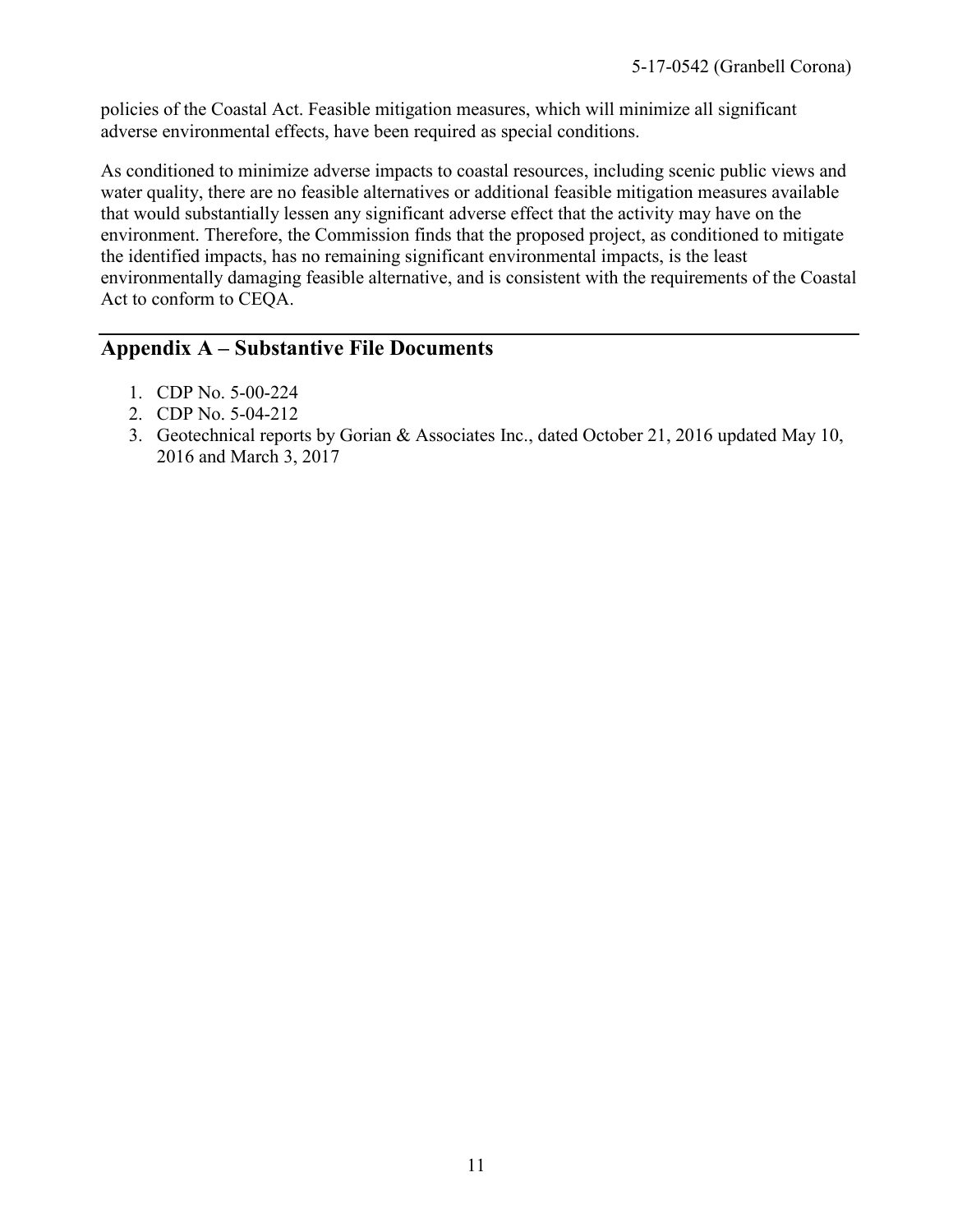policies of the Coastal Act. Feasible mitigation measures, which will minimize all significant adverse environmental effects, have been required as special conditions.

As conditioned to minimize adverse impacts to coastal resources, including scenic public views and water quality, there are no feasible alternatives or additional feasible mitigation measures available that would substantially lessen any significant adverse effect that the activity may have on the environment. Therefore, the Commission finds that the proposed project, as conditioned to mitigate the identified impacts, has no remaining significant environmental impacts, is the least environmentally damaging feasible alternative, and is consistent with the requirements of the Coastal Act to conform to CEQA.

## Appendix A – Substantive File Documents

1. CDP No. 5-00-224
2. CDP No. 5-04-212
3. Geotechnical reports by Gorian & Associates Inc., dated October 21, 2016 updated May 10, 2016 and March 3, 2017